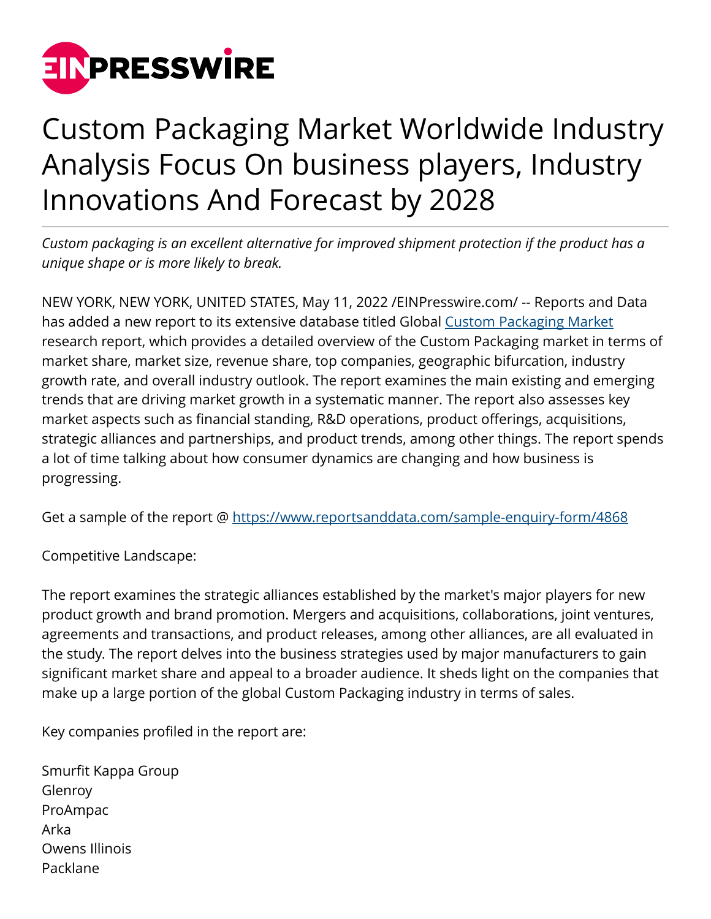# Custom Packaging Market Worldwide Industry Analysis Focus On business players, Industry Innovations And Forecast by 2028

*Custom packaging is an excellent alternative for improved shipment protection if the product has a unique shape or is more likely to break.*

NEW YORK, NEW YORK, UNITED STATES, May 11, 2022 /EINPresswire.com/ -- Reports and Data has added a new report to its extensive database titled Global [Custom Packaging Market](https://www.reportsanddata.com) research report, which provides a detailed overview of the Custom Packaging market in terms of market share, market size, revenue share, top companies, geographic bifurcation, industry growth rate, and overall industry outlook. The report examines the main existing and emerging trends that are driving market growth in a systematic manner. The report also assesses key market aspects such as financial standing, R&D operations, product offerings, acquisitions, strategic alliances and partnerships, and product trends, among other things. The report spends a lot of time talking about how consumer dynamics are changing and how business is progressing.

Get a sample of the report @ https://www.reportsanddata.com/sample-enquiry-form/4868

Competitive Landscape:

The report examines the strategic alliances established by the market's major players for new product growth and brand promotion. Mergers and acquisitions, collaborations, joint ventures, agreements and transactions, and product releases, among other alliances, are all evaluated in the study. The report delves into the business strategies used by major manufacturers to gain significant market share and appeal to a broader audience. It sheds light on the companies that make up a large portion of the global Custom Packaging industry in terms of sales.

Key companies profiled in the report are:

Smurfit Kappa Group
Glenroy
ProAmpac
Arka
Owens Illinois
Packlane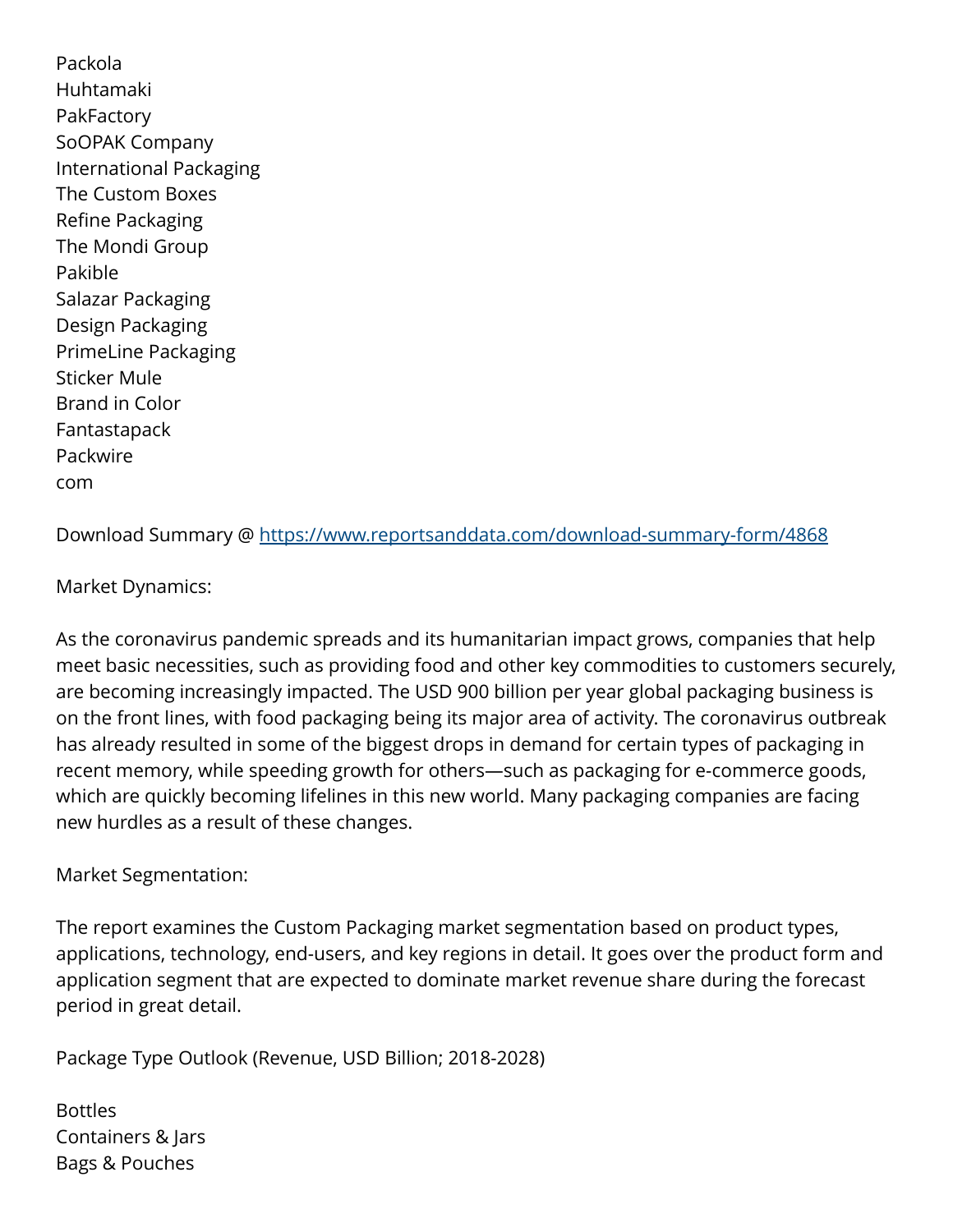Packola
Huhtamaki
PakFactory
SoOPAK Company
International Packaging
The Custom Boxes
Refine Packaging
The Mondi Group
Pakible
Salazar Packaging
Design Packaging
PrimeLine Packaging
Sticker Mule
Brand in Color
Fantastapack
Packwire
com

Download Summary @ https://www.reportsanddata.com/download-summary-form/4868

Market Dynamics:

As the coronavirus pandemic spreads and its humanitarian impact grows, companies that help meet basic necessities, such as providing food and other key commodities to customers securely, are becoming increasingly impacted. The USD 900 billion per year global packaging business is on the front lines, with food packaging being its major area of activity. The coronavirus outbreak has already resulted in some of the biggest drops in demand for certain types of packaging in recent memory, while speeding growth for others—such as packaging for e-commerce goods, which are quickly becoming lifelines in this new world. Many packaging companies are facing new hurdles as a result of these changes.

Market Segmentation:

The report examines the Custom Packaging market segmentation based on product types, applications, technology, end-users, and key regions in detail. It goes over the product form and application segment that are expected to dominate market revenue share during the forecast period in great detail.

Package Type Outlook (Revenue, USD Billion; 2018-2028)

Bottles
Containers & Jars
Bags & Pouches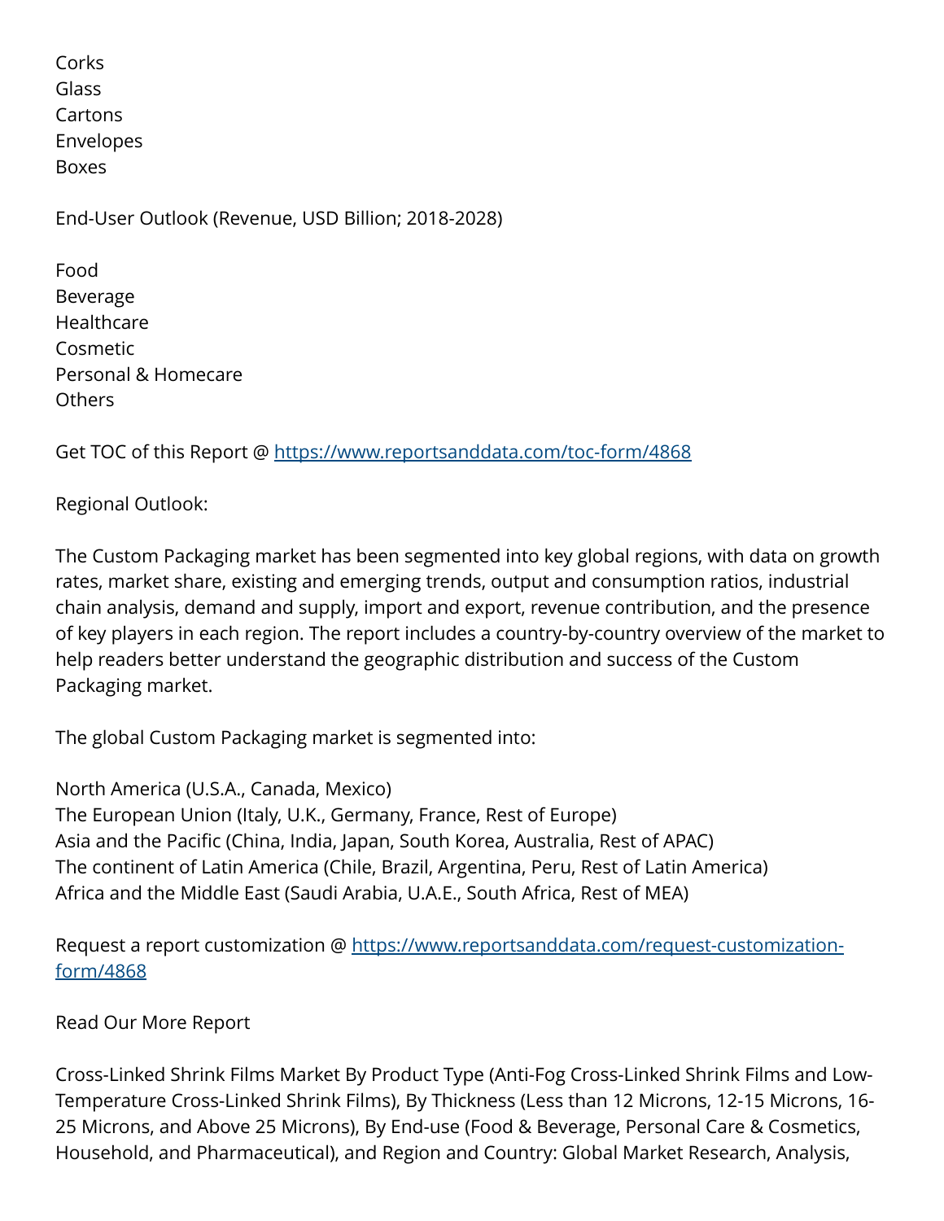Corks
Glass
Cartons
Envelopes
Boxes

End-User Outlook (Revenue, USD Billion; 2018-2028)

Food
Beverage
Healthcare
Cosmetic
Personal & Homecare
Others

Get TOC of this Report @ https://www.reportsanddata.com/toc-form/4868

Regional Outlook:

The Custom Packaging market has been segmented into key global regions, with data on growth rates, market share, existing and emerging trends, output and consumption ratios, industrial chain analysis, demand and supply, import and export, revenue contribution, and the presence of key players in each region. The report includes a country-by-country overview of the market to help readers better understand the geographic distribution and success of the Custom Packaging market.

The global Custom Packaging market is segmented into:

North America (U.S.A., Canada, Mexico)
The European Union (Italy, U.K., Germany, France, Rest of Europe)
Asia and the Pacific (China, India, Japan, South Korea, Australia, Rest of APAC)
The continent of Latin America (Chile, Brazil, Argentina, Peru, Rest of Latin America)
Africa and the Middle East (Saudi Arabia, U.A.E., South Africa, Rest of MEA)

Request a report customization @ https://www.reportsanddata.com/request-customization-form/4868

Read Our More Report

Cross-Linked Shrink Films Market By Product Type (Anti-Fog Cross-Linked Shrink Films and Low-Temperature Cross-Linked Shrink Films), By Thickness (Less than 12 Microns, 12-15 Microns, 16-25 Microns, and Above 25 Microns), By End-use (Food & Beverage, Personal Care & Cosmetics, Household, and Pharmaceutical), and Region and Country: Global Market Research, Analysis,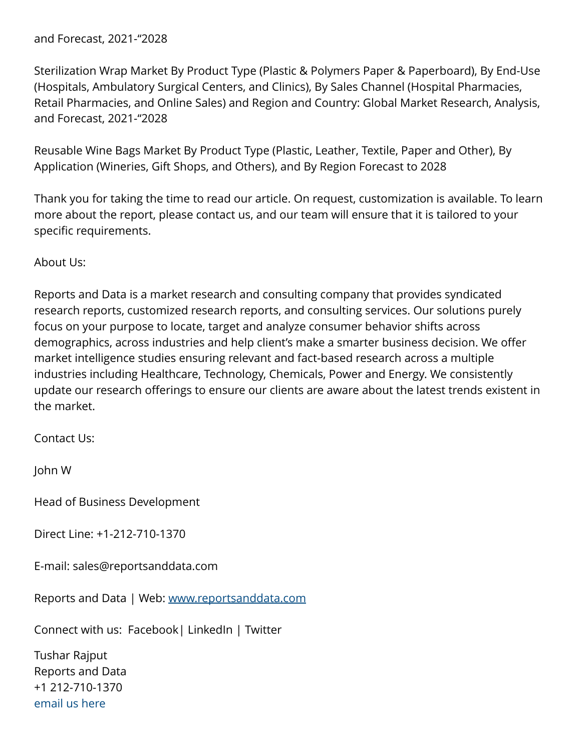and Forecast, 2021-“2028

Sterilization Wrap Market By Product Type (Plastic & Polymers Paper & Paperboard), By End-Use (Hospitals, Ambulatory Surgical Centers, and Clinics), By Sales Channel (Hospital Pharmacies, Retail Pharmacies, and Online Sales) and Region and Country: Global Market Research, Analysis, and Forecast, 2021-“2028

Reusable Wine Bags Market By Product Type (Plastic, Leather, Textile, Paper and Other), By Application (Wineries, Gift Shops, and Others), and By Region Forecast to 2028

Thank you for taking the time to read our article. On request, customization is available. To learn more about the report, please contact us, and our team will ensure that it is tailored to your specific requirements.

About Us:

Reports and Data is a market research and consulting company that provides syndicated research reports, customized research reports, and consulting services. Our solutions purely focus on your purpose to locate, target and analyze consumer behavior shifts across demographics, across industries and help client’s make a smarter business decision. We offer market intelligence studies ensuring relevant and fact-based research across a multiple industries including Healthcare, Technology, Chemicals, Power and Energy. We consistently update our research offerings to ensure our clients are aware about the latest trends existent in the market.

Contact Us:

John W

Head of Business Development

Direct Line: +1-212-710-1370

E-mail: sales@reportsanddata.com

Reports and Data | Web: [www.reportsanddata.com](http://www.reportsanddata.com)

Connect with us: Facebook| LinkedIn | Twitter

Tushar Rajput
Reports and Data
+1 212-710-1370
email us here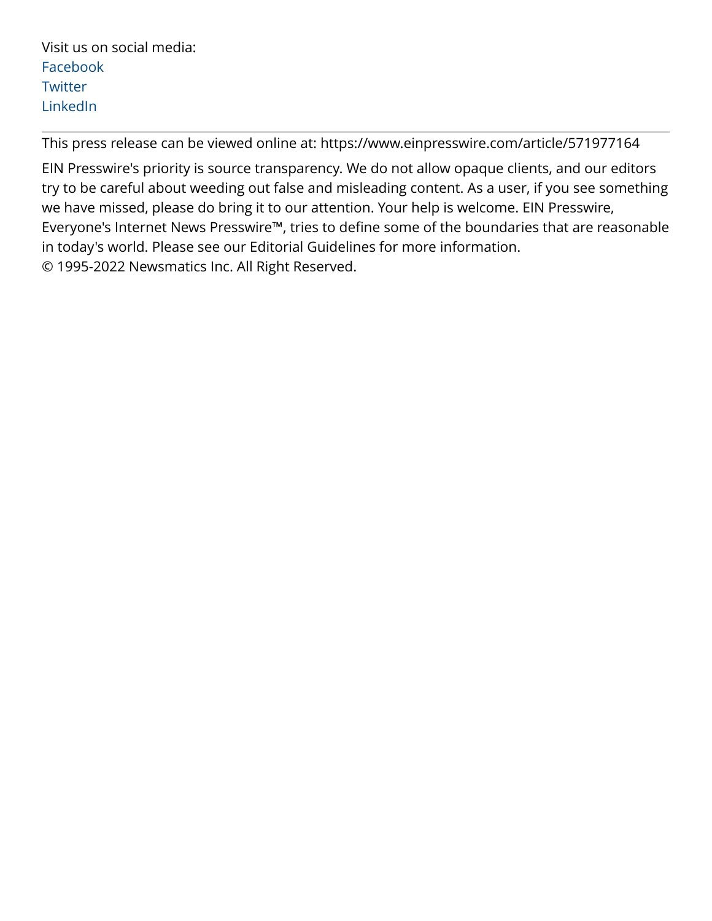Visit us on social media:
Facebook
Twitter
LinkedIn

---

This press release can be viewed online at: https://www.einpresswire.com/article/571977164

EIN Presswire's priority is source transparency. We do not allow opaque clients, and our editors try to be careful about weeding out false and misleading content. As a user, if you see something we have missed, please do bring it to our attention. Your help is welcome. EIN Presswire, Everyone's Internet News Presswire™, tries to define some of the boundaries that are reasonable in today's world. Please see our Editorial Guidelines for more information.
© 1995-2022 Newsmatics Inc. All Right Reserved.